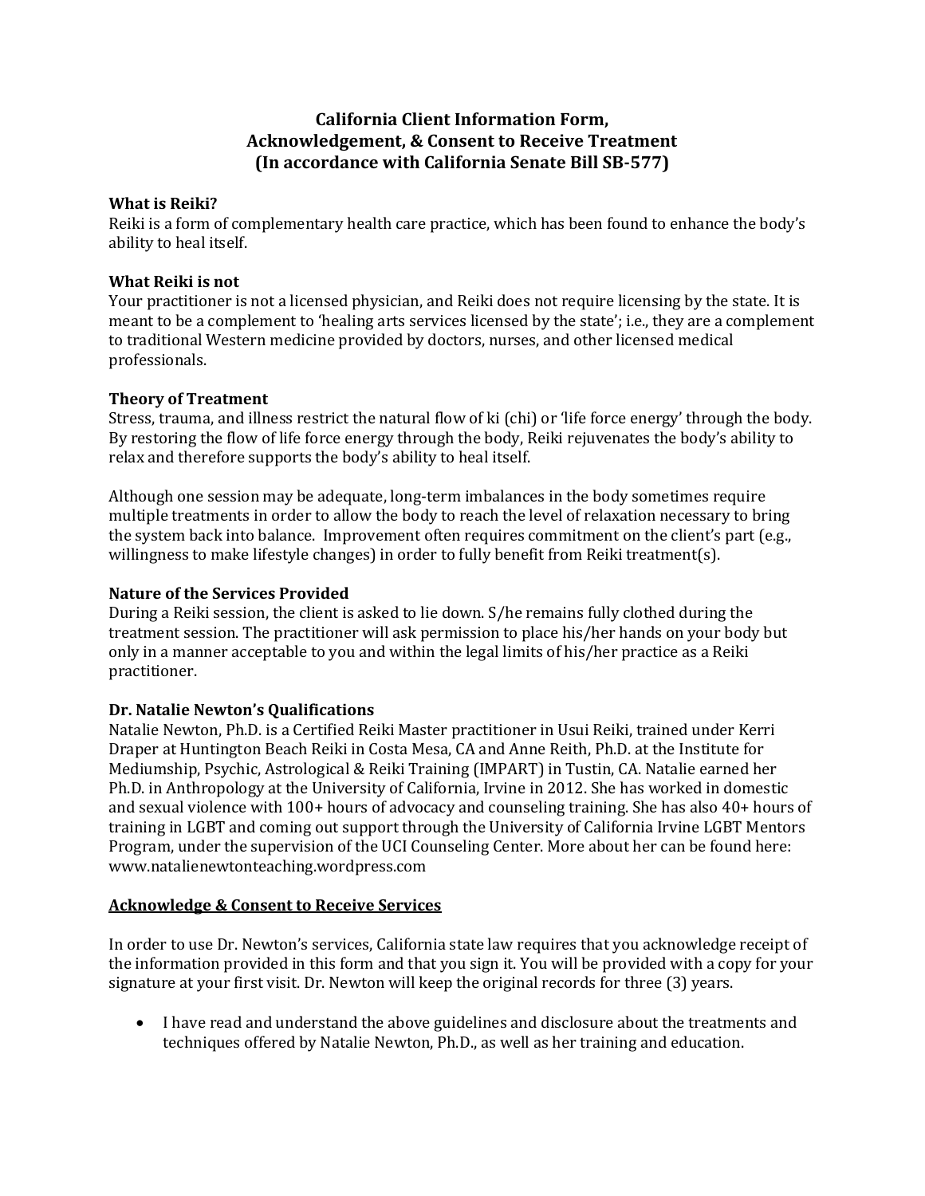# California Client Information Form, Acknowledgement, & Consent to Receive Treatment (In accordance with California Senate Bill SB-577)

**What is Reiki?**
Reiki is a form of complementary health care practice, which has been found to enhance the body's ability to heal itself.

**What Reiki is not**
Your practitioner is not a licensed physician, and Reiki does not require licensing by the state. It is meant to be a complement to 'healing arts services licensed by the state'; i.e., they are a complement to traditional Western medicine provided by doctors, nurses, and other licensed medical professionals.

**Theory of Treatment**
Stress, trauma, and illness restrict the natural flow of ki (chi) or 'life force energy' through the body. By restoring the flow of life force energy through the body, Reiki rejuvenates the body's ability to relax and therefore supports the body's ability to heal itself.

Although one session may be adequate, long-term imbalances in the body sometimes require multiple treatments in order to allow the body to reach the level of relaxation necessary to bring the system back into balance. Improvement often requires commitment on the client's part (e.g., willingness to make lifestyle changes) in order to fully benefit from Reiki treatment(s).

**Nature of the Services Provided**
During a Reiki session, the client is asked to lie down. S/he remains fully clothed during the treatment session. The practitioner will ask permission to place his/her hands on your body but only in a manner acceptable to you and within the legal limits of his/her practice as a Reiki practitioner.

**Dr. Natalie Newton's Qualifications**
Natalie Newton, Ph.D. is a Certified Reiki Master practitioner in Usui Reiki, trained under Kerri Draper at Huntington Beach Reiki in Costa Mesa, CA and Anne Reith, Ph.D. at the Institute for Mediumship, Psychic, Astrological & Reiki Training (IMPART) in Tustin, CA. Natalie earned her Ph.D. in Anthropology at the University of California, Irvine in 2012. She has worked in domestic and sexual violence with 100+ hours of advocacy and counseling training. She has also 40+ hours of training in LGBT and coming out support through the University of California Irvine LGBT Mentors Program, under the supervision of the UCI Counseling Center. More about her can be found here: www.natalienewtonteaching.wordpress.com

**Acknowledge & Consent to Receive Services**

In order to use Dr. Newton's services, California state law requires that you acknowledge receipt of the information provided in this form and that you sign it. You will be provided with a copy for your signature at your first visit. Dr. Newton will keep the original records for three (3) years.

- I have read and understand the above guidelines and disclosure about the treatments and techniques offered by Natalie Newton, Ph.D., as well as her training and education.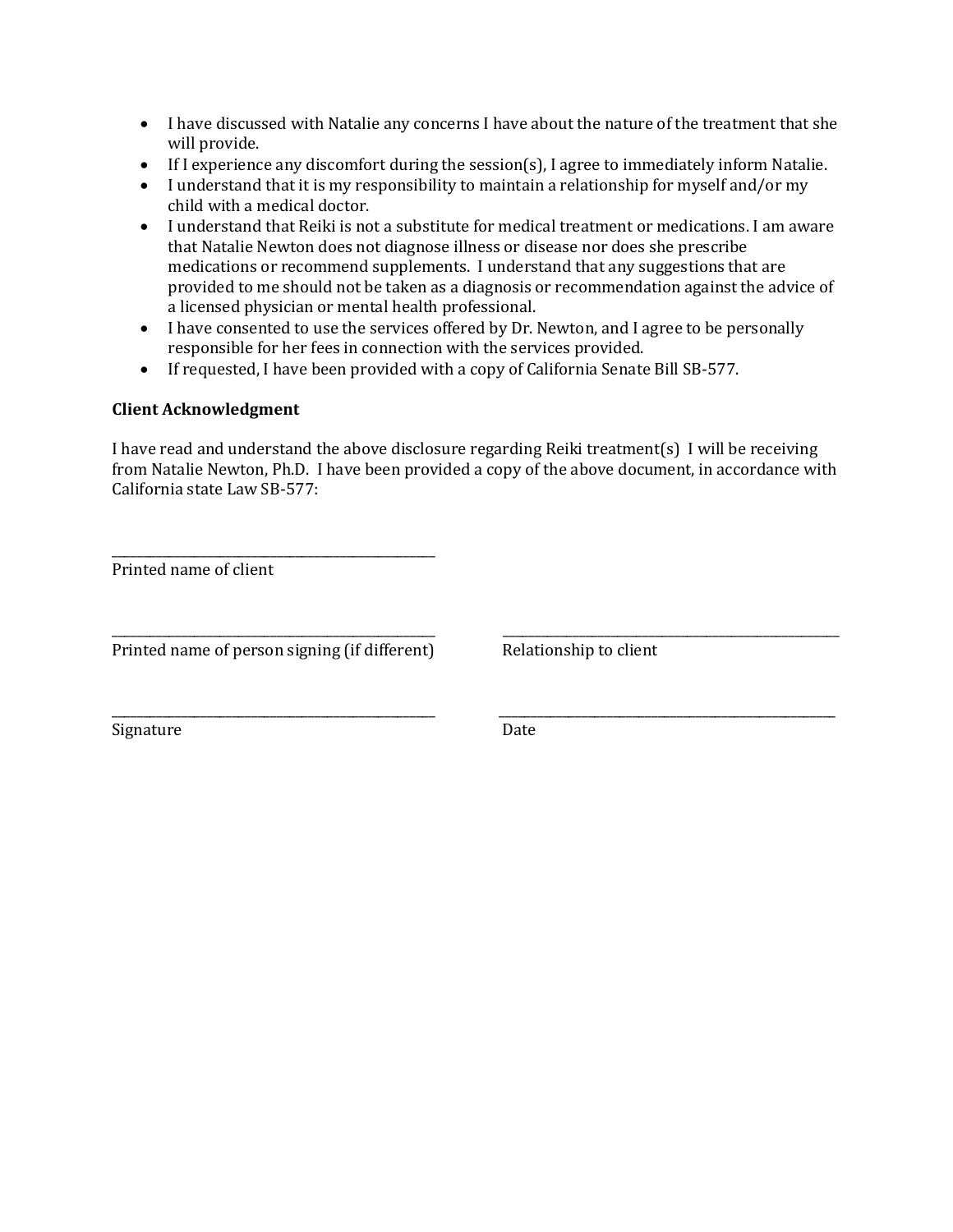- I have discussed with Natalie any concerns I have about the nature of the treatment that she will provide.
- If I experience any discomfort during the session(s), I agree to immediately inform Natalie.
- I understand that it is my responsibility to maintain a relationship for myself and/or my child with a medical doctor.
- I understand that Reiki is not a substitute for medical treatment or medications. I am aware that Natalie Newton does not diagnose illness or disease nor does she prescribe medications or recommend supplements. I understand that any suggestions that are provided to me should not be taken as a diagnosis or recommendation against the advice of a licensed physician or mental health professional.
- I have consented to use the services offered by Dr. Newton, and I agree to be personally responsible for her fees in connection with the services provided.
- If requested, I have been provided with a copy of California Senate Bill SB-577.

**Client Acknowledgment**

I have read and understand the above disclosure regarding Reiki treatment(s) I will be receiving from Natalie Newton, Ph.D. I have been provided a copy of the above document, in accordance with California state Law SB-577:

\_\_\_\_\_\_\_\_\_\_\_\_\_\_\_\_\_\_\_\_\_\_\_\_\_\_\_\_\_\_\_\_\_\_\_\_\_\_\_\_\_\_\_\_\_\_\_\_\_
Printed name of client

\_\_\_\_\_\_\_\_\_\_\_\_\_\_\_\_\_\_\_\_\_\_\_\_\_\_\_\_\_\_\_\_\_\_\_\_\_\_\_\_\_\_\_\_\_\_\_\_\_ \_\_\_\_\_\_\_\_\_\_\_\_\_\_\_\_\_\_\_\_\_\_\_\_\_\_\_\_\_\_\_\_\_\_\_\_\_\_\_\_\_\_\_\_\_\_\_\_\_
Printed name of person signing (if different) Relationship to client

\_\_\_\_\_\_\_\_\_\_\_\_\_\_\_\_\_\_\_\_\_\_\_\_\_\_\_\_\_\_\_\_\_\_\_\_\_\_\_\_\_\_\_\_\_\_\_\_\_ \_\_\_\_\_\_\_\_\_\_\_\_\_\_\_\_\_\_\_\_\_\_\_\_\_\_\_\_\_\_\_\_\_\_\_\_\_\_\_\_\_\_\_\_\_\_\_\_\_
Signature Date